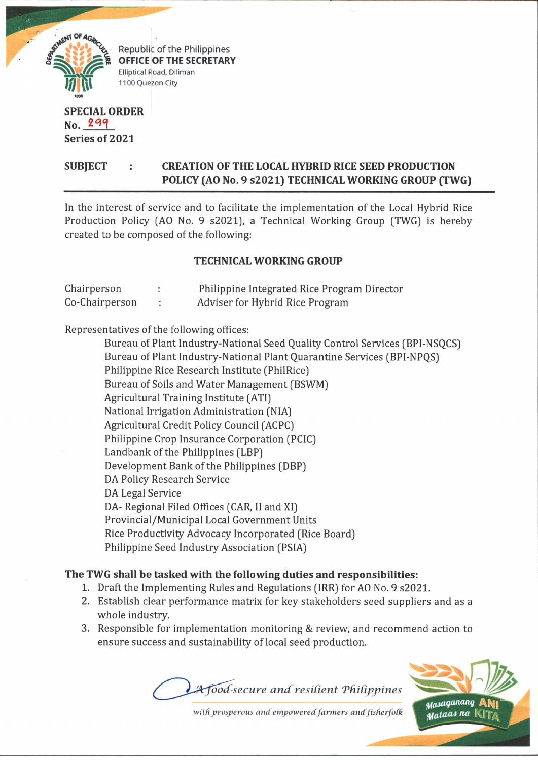Republic of the Philippines
**OFFICE OF THE SECRETARY**
Elliptical Road, Diliman
1100 Quezon City

**SPECIAL ORDER**
**No. 299**
**Series of 2021**

**SUBJECT : CREATION OF THE LOCAL HYBRID RICE SEED PRODUCTION POLICY (AO No. 9 s2021) TECHNICAL WORKING GROUP (TWG)**

In the interest of service and to facilitate the implementation of the Local Hybrid Rice Production Policy (AO No. 9 s2021), a Technical Working Group (TWG) is hereby created to be composed of the following:

## TECHNICAL WORKING GROUP

Chairperson : Philippine Integrated Rice Program Director
Co-Chairperson : Adviser for Hybrid Rice Program

Representatives of the following offices:

- Bureau of Plant Industry-National Seed Quality Control Services (BPI-NSQCS)
- Bureau of Plant Industry-National Plant Quarantine Services (BPI-NPQS)
- Philippine Rice Research Institute (PhilRice)
- Bureau of Soils and Water Management (BSWM)
- Agricultural Training Institute (ATI)
- National Irrigation Administration (NIA)
- Agricultural Credit Policy Council (ACPC)
- Philippine Crop Insurance Corporation (PCIC)
- Landbank of the Philippines (LBP)
- Development Bank of the Philippines (DBP)
- DA Policy Research Service
- DA Legal Service
- DA- Regional Filed Offices (CAR, II and XI)
- Provincial/Municipal Local Government Units
- Rice Productivity Advocacy Incorporated (Rice Board)
- Philippine Seed Industry Association (PSIA)

**The TWG shall be tasked with the following duties and responsibilities:**

1. Draft the Implementing Rules and Regulations (IRR) for AO No. 9 s2021.
2. Establish clear performance matrix for key stakeholders seed suppliers and as a whole industry.
3. Responsible for implementation monitoring & review, and recommend action to ensure success and sustainability of local seed production.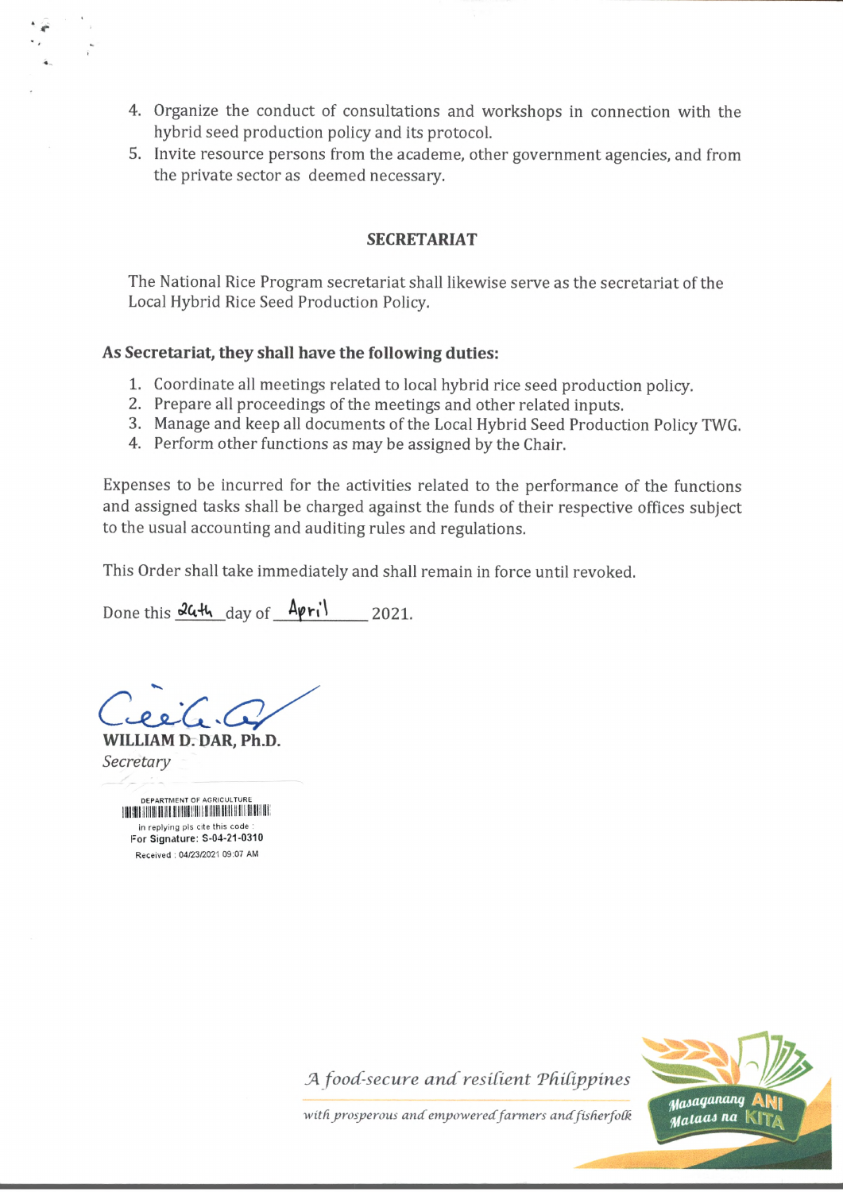4. Organize the conduct of consultations and workshops in connection with the hybrid seed production policy and its protocol.
5. Invite resource persons from the academe, other government agencies, and from the private sector as deemed necessary.

## SECRETARIAT

The National Rice Program secretariat shall likewise serve as the secretariat of the Local Hybrid Rice Seed Production Policy.

**As Secretariat, they shall have the following duties:**

1. Coordinate all meetings related to local hybrid rice seed production policy.
2. Prepare all proceedings of the meetings and other related inputs.
3. Manage and keep all documents of the Local Hybrid Seed Production Policy TWG.
4. Perform other functions as may be assigned by the Chair.

Expenses to be incurred for the activities related to the performance of the functions and assigned tasks shall be charged against the funds of their respective offices subject to the usual accounting and auditing rules and regulations.

This Order shall take immediately and shall remain in force until revoked.

Done this 26th day of April 2021.

**WILLIAM D. DAR, Ph.D.**
*Secretary*

DEPARTMENT OF AGRICULTURE
in replying pls cite this code :
For Signature: S-04-21-0310
Received : 04/23/2021 09:07 AM

*A food-secure and resilient Philippines*
*with prosperous and empowered farmers and fisherfolk*

Masaganang ANI Mataas na KITA